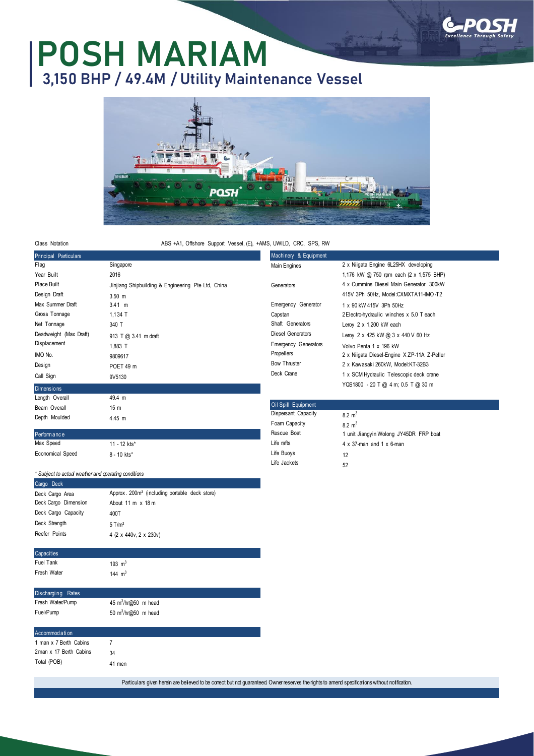# POSH MARIAM

## 3,150 BHP / 49.4M / Utility Maintenance Vessel

Class Notation: ABS +A1, Offshore Support Vessel, (E), +AMS, UWILD, CRC, SPS, RW

| Principal Particulars | |
|---|---|
| Flag | Singapore |
| Year Built | 2016 |
| Place Built | Jinjiang Shipbuilding & Engineering Pte Ltd, China |
| Design Draft | 3.50 m |
| Max Summer Draft | 3.41 m |
| Gross Tonnage | 1,134 T |
| Net Tonnage | 340 T |
| Deadweight (Max Draft) | 913 T @ 3.41 m draft |
| Displacement | 1,883 T |
| IMO No. | 9809617 |
| Design | POET 49 m |
| Call Sign | 9V5130 |

| Dimensions | |
|---|---|
| Length Overall | 49.4 m |
| Beam Overall | 15 m |
| Depth Moulded | 4.45 m |

| Performance | |
|---|---|
| Max Speed | 11 - 12 kts* |
| Economical Speed | 8 - 10 kts* |

*\* Subject to actual weather and operating conditions*

| Cargo Deck | |
|---|---|
| Deck Cargo Area | Approx. 200m² (including portable deck store) |
| Deck Cargo Dimension | About 11 m x 18 m |
| Deck Cargo Capacity | 400T |
| Deck Strength | 5 T/m² |
| Reefer Points | 4 (2 x 440v, 2 x 230v) |

| Capacities | |
|---|---|
| Fuel Tank | 193 $m^3$ |
| Fresh Water | 144 $m^3$ |

| Discharging Rates | |
|---|---|
| Fresh Water/Pump | 45 $m^3$/hr@50 m head |
| Fuel/Pump | 50 $m^3$/hr@50 m head |

| Accommodation | |
|---|---|
| 1 man x 7 Berth Cabins | 7 |
| 2man x 17 Berth Cabins | 34 |
| Total (POB) | 41 men |

| Machinery & Equipment | |
|---|---|
| Main Engines | 2 x Niigata Engine 6L25HX developing 1,176 kW @ 750 rpm each (2 x 1,575 BHP) |
| Generators | 4 x Cummins Diesel Main Generator 300kW 415V 3Ph 50Hz, Model:CXMXTA11-IMO-T2 |
| Emergency Generator | 1 x 90 kW 415V 3Ph 50Hz |
| Capstan | 2 Electro-hydraulic winches x 5.0 T each |
| Shaft Generators | Leroy 2 x 1,200 kW each |
| Diesel Generators | Leroy 2 x 425 kW @ 3 x 440 V 60 Hz |
| Emergency Generators | Volvo Penta 1 x 196 kW |
| Propellers | 2 x Niigata Diesel-Engine X ZP-11A Z-Peller |
| Bow Thruster | 2 x Kawasaki 260kW, Model:KT-32B3 |
| Deck Crane | 1 x SCM Hydraulic Telescopic deck crane YQS1800 - 20 T @ 4 m; 0.5 T @ 30 m |

| Oil Spill Equipment | |
|---|---|
| Dispersant Capacity | 8.2 $m^3$ |
| Foam Capacity | 8.2 $m^3$ |
| Rescue Boat | 1 unit Jiangyin Wolong JY45DR FRP boat |
| Life rafts | 4 x 37-man and 1 x 6-man |
| Life Buoys | 12 |
| Life Jackets | 52 |

Particulars given herein are believed to be correct but not guaranteed. Owner reserves the rights to amend specifications without notification.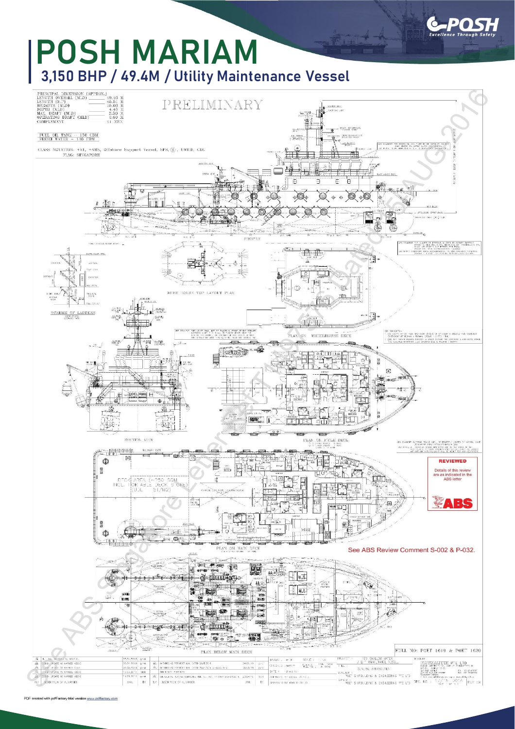# POSH MARIAM

## 3,150 BHP / 49.4M / Utility Maintenance Vessel

PRINCIPAL DIMENSION (APPROX.)

LENGTH OVERALL (MLD) — 49.40 M

LENGTH (B.P) — 46.50 M

BREADTH (MLD) — 18.00 M

DEPTH (MLD) — 4.45 M

MAX. DRAFT (MLD) — 3.50 M

OPERATING DRAFT (MLD) — 2.60 M

COMPLEMENT — 41 MEN

FUEL OIL TANK — 150 CBM

FRESH WATER — 140 CBM

CLASS NOTATION: +A1, +AMS, Offshore Support Vessel, SPS, (E), UWILD, CRC

FLAG: SINGAPORE

PRELIMINARY

PROFILE

WHEEL HOUSE TOP LAYOUT PLAN

PLAN ON WHEELHOUSE DECK

SCHEME OF LADDERS

SECTION VIEW

PLAN ON F'CLE DECK

DECK AREA (~250 SQM INCL. FOR'ABLE DECK & OPEN) (UDL = 5T/M2)

PLAN ON MAIN DECK

PLAN BELOW MAIN DECK

REVIEWED

Details of this review are as indicated in the ABS letter

ABS

See ABS Review Comment S-002 & P-032.

HULL NO: POET 1619 & POET 1620

GENERAL ARRANGEMENT

POET SHIPBUILDING & ENGINEERING PTE LTD